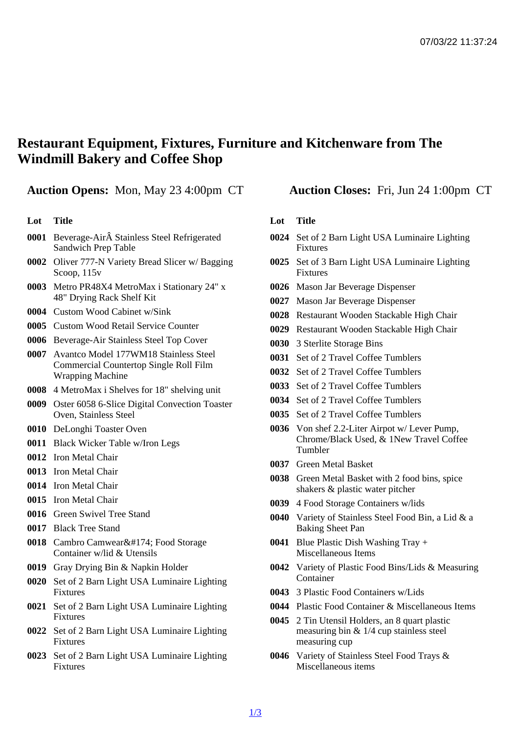# Restaurant Equipment, Fixtures, Furniture and Kitchenware from The Windmill Bakery and Coffee Shop

**Auction Opens:** Mon, May 23 4:00pm CT

**Auction Closes:** Fri, Jun 24 1:00pm CT

| Lot | Title |
|---|---|
| 0001 | Beverage-AirÂ Stainless Steel Refrigerated Sandwich Prep Table |
| 0002 | Oliver 777-N Variety Bread Slicer w/ Bagging Scoop, 115v |
| 0003 | Metro PR48X4 MetroMax i Stationary 24" x 48" Drying Rack Shelf Kit |
| 0004 | Custom Wood Cabinet w/Sink |
| 0005 | Custom Wood Retail Service Counter |
| 0006 | Beverage-Air Stainless Steel Top Cover |
| 0007 | Avantco Model 177WM18 Stainless Steel Commercial Countertop Single Roll Film Wrapping Machine |
| 0008 | 4 MetroMax i Shelves for 18" shelving unit |
| 0009 | Oster 6058 6-Slice Digital Convection Toaster Oven, Stainless Steel |
| 0010 | DeLonghi Toaster Oven |
| 0011 | Black Wicker Table w/Iron Legs |
| 0012 | Iron Metal Chair |
| 0013 | Iron Metal Chair |
| 0014 | Iron Metal Chair |
| 0015 | Iron Metal Chair |
| 0016 | Green Swivel Tree Stand |
| 0017 | Black Tree Stand |
| 0018 | Cambro Camwear&#174; Food Storage Container w/lid & Utensils |
| 0019 | Gray Drying Bin & Napkin Holder |
| 0020 | Set of 2 Barn Light USA Luminaire Lighting Fixtures |
| 0021 | Set of 2 Barn Light USA Luminaire Lighting Fixtures |
| 0022 | Set of 2 Barn Light USA Luminaire Lighting Fixtures |
| 0023 | Set of 2 Barn Light USA Luminaire Lighting Fixtures |
| 0024 | Set of 2 Barn Light USA Luminaire Lighting Fixtures |
| 0025 | Set of 3 Barn Light USA Luminaire Lighting Fixtures |
| 0026 | Mason Jar Beverage Dispenser |
| 0027 | Mason Jar Beverage Dispenser |
| 0028 | Restaurant Wooden Stackable High Chair |
| 0029 | Restaurant Wooden Stackable High Chair |
| 0030 | 3 Sterlite Storage Bins |
| 0031 | Set of 2 Travel Coffee Tumblers |
| 0032 | Set of 2 Travel Coffee Tumblers |
| 0033 | Set of 2 Travel Coffee Tumblers |
| 0034 | Set of 2 Travel Coffee Tumblers |
| 0035 | Set of 2 Travel Coffee Tumblers |
| 0036 | Von shef 2.2-Liter Airpot w/ Lever Pump, Chrome/Black Used, & 1New Travel Coffee Tumbler |
| 0037 | Green Metal Basket |
| 0038 | Green Metal Basket with 2 food bins, spice shakers & plastic water pitcher |
| 0039 | 4 Food Storage Containers w/lids |
| 0040 | Variety of Stainless Steel Food Bin, a Lid & a Baking Sheet Pan |
| 0041 | Blue Plastic Dish Washing Tray + Miscellaneous Items |
| 0042 | Variety of Plastic Food Bins/Lids & Measuring Container |
| 0043 | 3 Plastic Food Containers w/Lids |
| 0044 | Plastic Food Container & Miscellaneous Items |
| 0045 | 2 Tin Utensil Holders, an 8 quart plastic measuring bin & 1/4 cup stainless steel measuring cup |
| 0046 | Variety of Stainless Steel Food Trays & Miscellaneous items |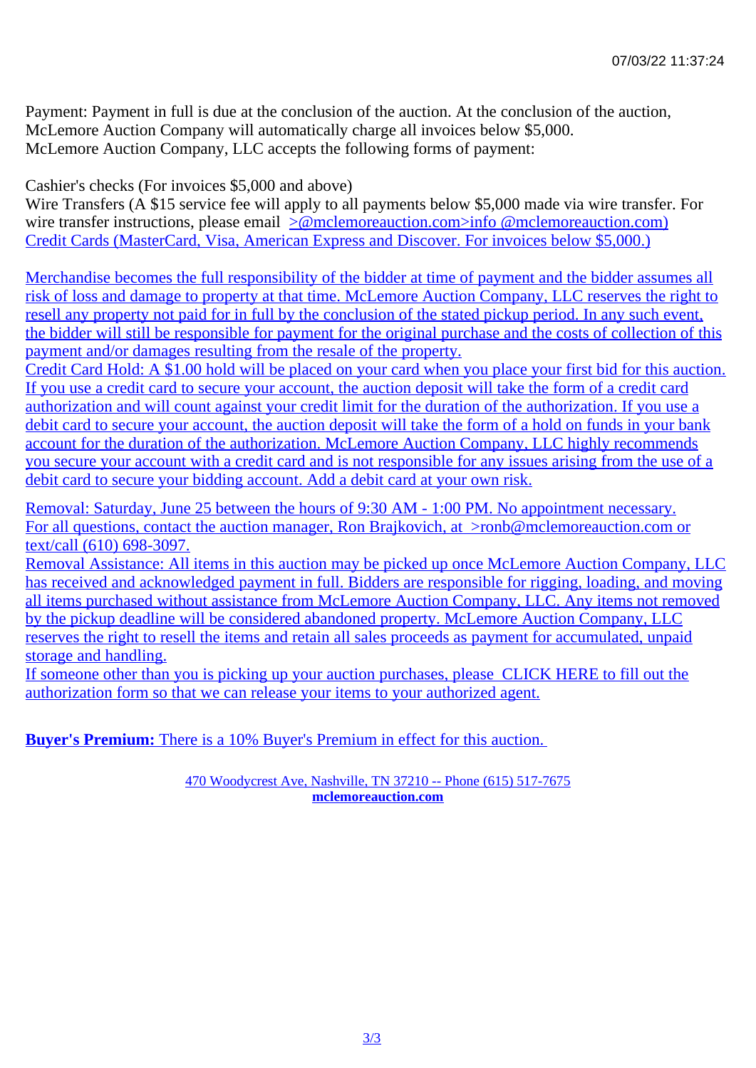Payment: Payment in full is due at the conclusion of the auction. At the conclusion of the auction, McLemore Auction Company will automatically charge all invoices below $5,000.
McLemore Auction Company, LLC accepts the following forms of payment:

Cashier's checks (For invoices $5,000 and above)
Wire Transfers (A $15 service fee will apply to all payments below $5,000 made via wire transfer. For wire transfer instructions, please email >@mclemoreauction.com>info @mclemoreauction.com)
Credit Cards (MasterCard, Visa, American Express and Discover. For invoices below $5,000.)

Merchandise becomes the full responsibility of the bidder at time of payment and the bidder assumes all risk of loss and damage to property at that time. McLemore Auction Company, LLC reserves the right to resell any property not paid for in full by the conclusion of the stated pickup period. In any such event, the bidder will still be responsible for payment for the original purchase and the costs of collection of this payment and/or damages resulting from the resale of the property.
Credit Card Hold: A $1.00 hold will be placed on your card when you place your first bid for this auction. If you use a credit card to secure your account, the auction deposit will take the form of a credit card authorization and will count against your credit limit for the duration of the authorization. If you use a debit card to secure your account, the auction deposit will take the form of a hold on funds in your bank account for the duration of the authorization. McLemore Auction Company, LLC highly recommends you secure your account with a credit card and is not responsible for any issues arising from the use of a debit card to secure your bidding account. Add a debit card at your own risk.

Removal: Saturday, June 25 between the hours of 9:30 AM - 1:00 PM. No appointment necessary.
For all questions, contact the auction manager, Ron Brajkovich, at >ronb@mclemoreauction.com or text/call (610) 698-3097.
Removal Assistance: All items in this auction may be picked up once McLemore Auction Company, LLC has received and acknowledged payment in full. Bidders are responsible for rigging, loading, and moving all items purchased without assistance from McLemore Auction Company, LLC. Any items not removed by the pickup deadline will be considered abandoned property. McLemore Auction Company, LLC reserves the right to resell the items and retain all sales proceeds as payment for accumulated, unpaid storage and handling.
If someone other than you is picking up your auction purchases, please CLICK HERE to fill out the authorization form so that we can release your items to your authorized agent.

**Buyer's Premium:** There is a 10% Buyer's Premium in effect for this auction.

470 Woodycrest Ave, Nashville, TN 37210 -- Phone (615) 517-7675
**mclemoreauction.com**